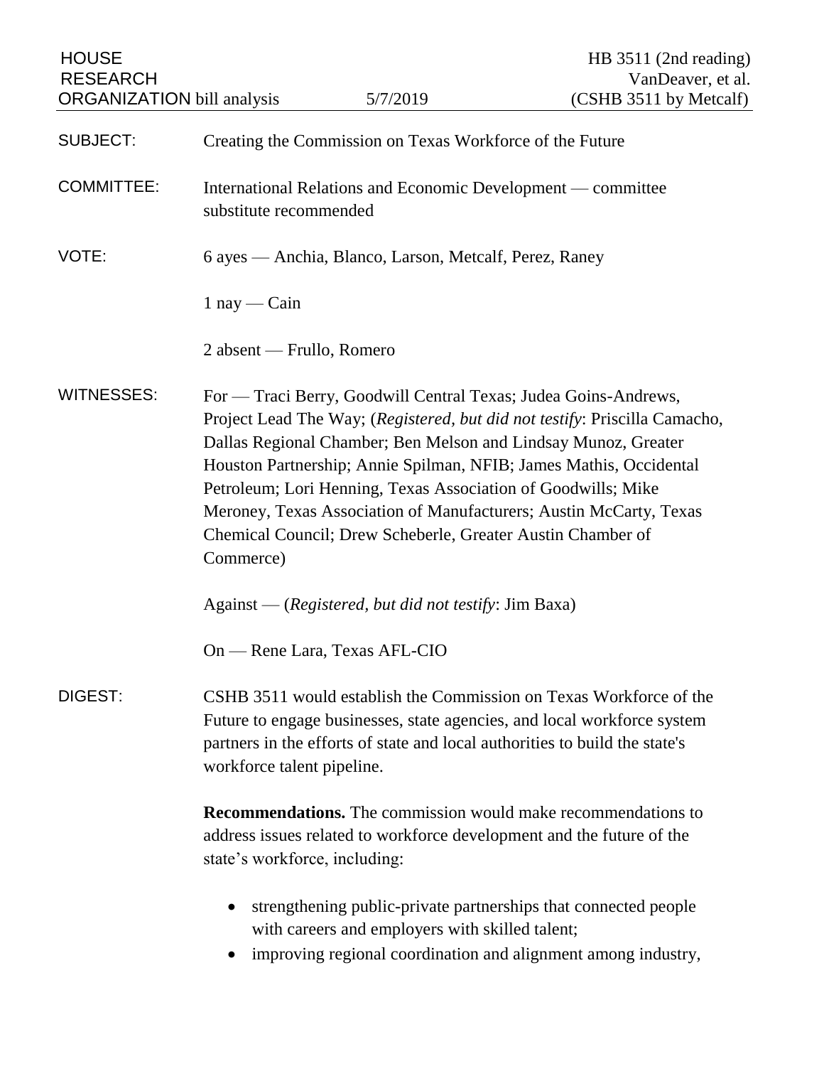HOUSE RESEARCH ORGANIZATION bill analysis — 5/7/2019 — HB 3511 (2nd reading) VanDeaver, et al. (CSHB 3511 by Metcalf)

**SUBJECT:** Creating the Commission on Texas Workforce of the Future

**COMMITTEE:** International Relations and Economic Development — committee substitute recommended

**VOTE:** 6 ayes — Anchia, Blanco, Larson, Metcalf, Perez, Raney

1 nay — Cain

2 absent — Frullo, Romero

**WITNESSES:** For — Traci Berry, Goodwill Central Texas; Judea Goins-Andrews, Project Lead The Way; (*Registered, but did not testify*: Priscilla Camacho, Dallas Regional Chamber; Ben Melson and Lindsay Munoz, Greater Houston Partnership; Annie Spilman, NFIB; James Mathis, Occidental Petroleum; Lori Henning, Texas Association of Goodwills; Mike Meroney, Texas Association of Manufacturers; Austin McCarty, Texas Chemical Council; Drew Scheberle, Greater Austin Chamber of Commerce)

Against — (*Registered, but did not testify*: Jim Baxa)

On — Rene Lara, Texas AFL-CIO

**DIGEST:** CSHB 3511 would establish the Commission on Texas Workforce of the Future to engage businesses, state agencies, and local workforce system partners in the efforts of state and local authorities to build the state's workforce talent pipeline.

**Recommendations.** The commission would make recommendations to address issues related to workforce development and the future of the state's workforce, including:

- strengthening public-private partnerships that connected people with careers and employers with skilled talent;
- improving regional coordination and alignment among industry,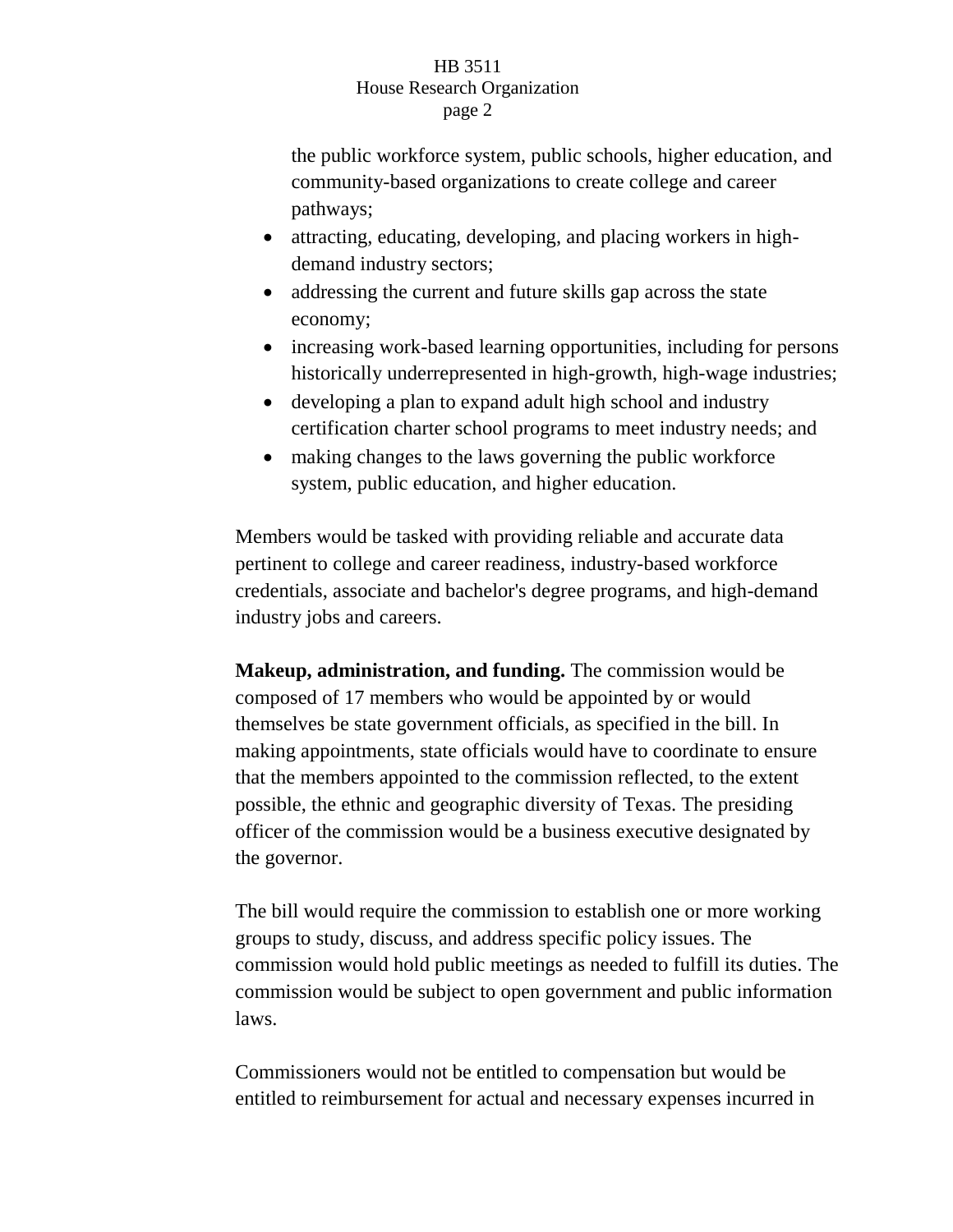the public workforce system, public schools, higher education, and community-based organizations to create college and career pathways;

- attracting, educating, developing, and placing workers in high-demand industry sectors;
- addressing the current and future skills gap across the state economy;
- increasing work-based learning opportunities, including for persons historically underrepresented in high-growth, high-wage industries;
- developing a plan to expand adult high school and industry certification charter school programs to meet industry needs; and
- making changes to the laws governing the public workforce system, public education, and higher education.

Members would be tasked with providing reliable and accurate data pertinent to college and career readiness, industry-based workforce credentials, associate and bachelor's degree programs, and high-demand industry jobs and careers.

**Makeup, administration, and funding.** The commission would be composed of 17 members who would be appointed by or would themselves be state government officials, as specified in the bill. In making appointments, state officials would have to coordinate to ensure that the members appointed to the commission reflected, to the extent possible, the ethnic and geographic diversity of Texas. The presiding officer of the commission would be a business executive designated by the governor.

The bill would require the commission to establish one or more working groups to study, discuss, and address specific policy issues. The commission would hold public meetings as needed to fulfill its duties. The commission would be subject to open government and public information laws.

Commissioners would not be entitled to compensation but would be entitled to reimbursement for actual and necessary expenses incurred in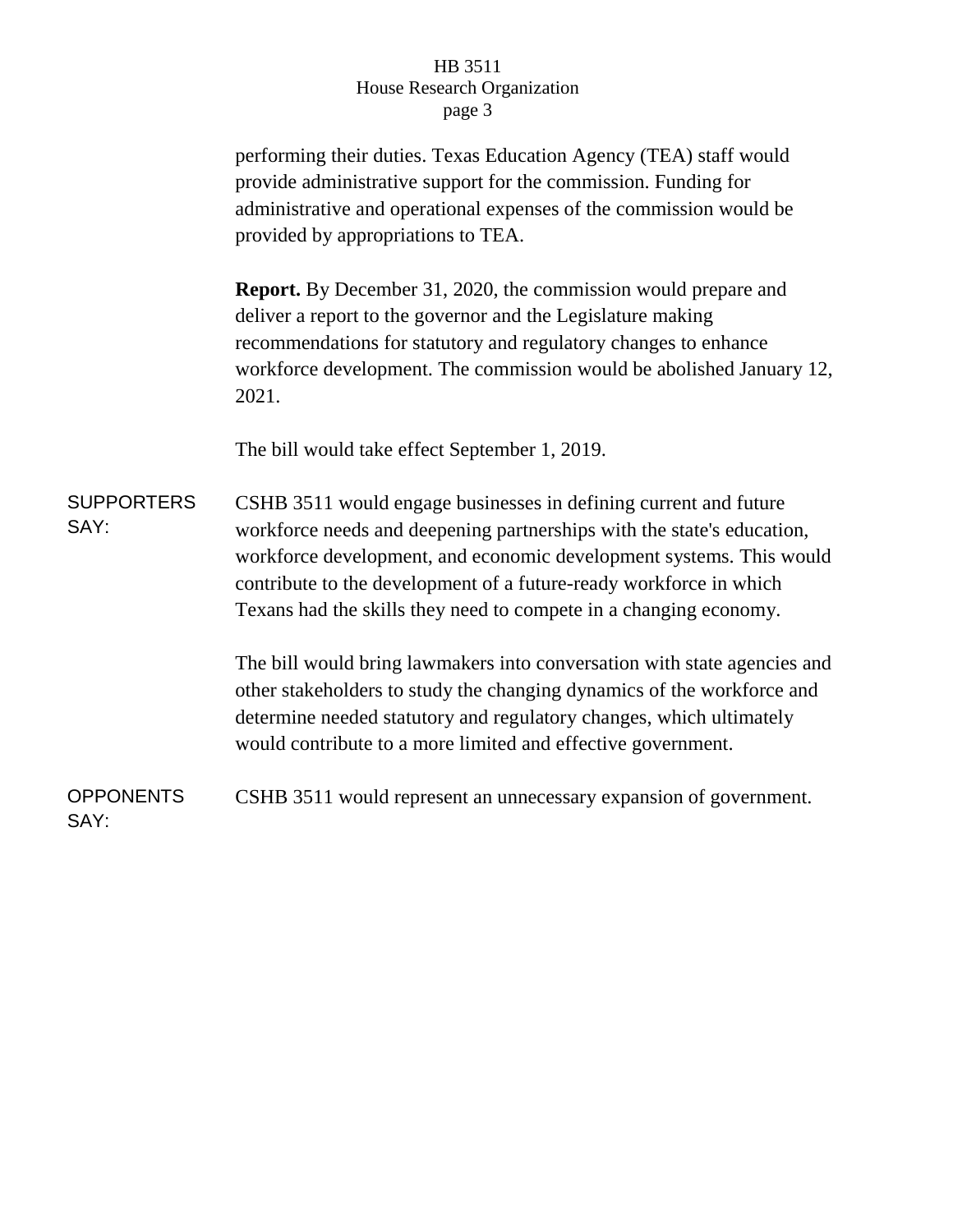performing their duties. Texas Education Agency (TEA) staff would provide administrative support for the commission. Funding for administrative and operational expenses of the commission would be provided by appropriations to TEA.

**Report.** By December 31, 2020, the commission would prepare and deliver a report to the governor and the Legislature making recommendations for statutory and regulatory changes to enhance workforce development. The commission would be abolished January 12, 2021.

The bill would take effect September 1, 2019.

SUPPORTERS SAY:

CSHB 3511 would engage businesses in defining current and future workforce needs and deepening partnerships with the state's education, workforce development, and economic development systems. This would contribute to the development of a future-ready workforce in which Texans had the skills they need to compete in a changing economy.

The bill would bring lawmakers into conversation with state agencies and other stakeholders to study the changing dynamics of the workforce and determine needed statutory and regulatory changes, which ultimately would contribute to a more limited and effective government.

OPPONENTS SAY:

CSHB 3511 would represent an unnecessary expansion of government.